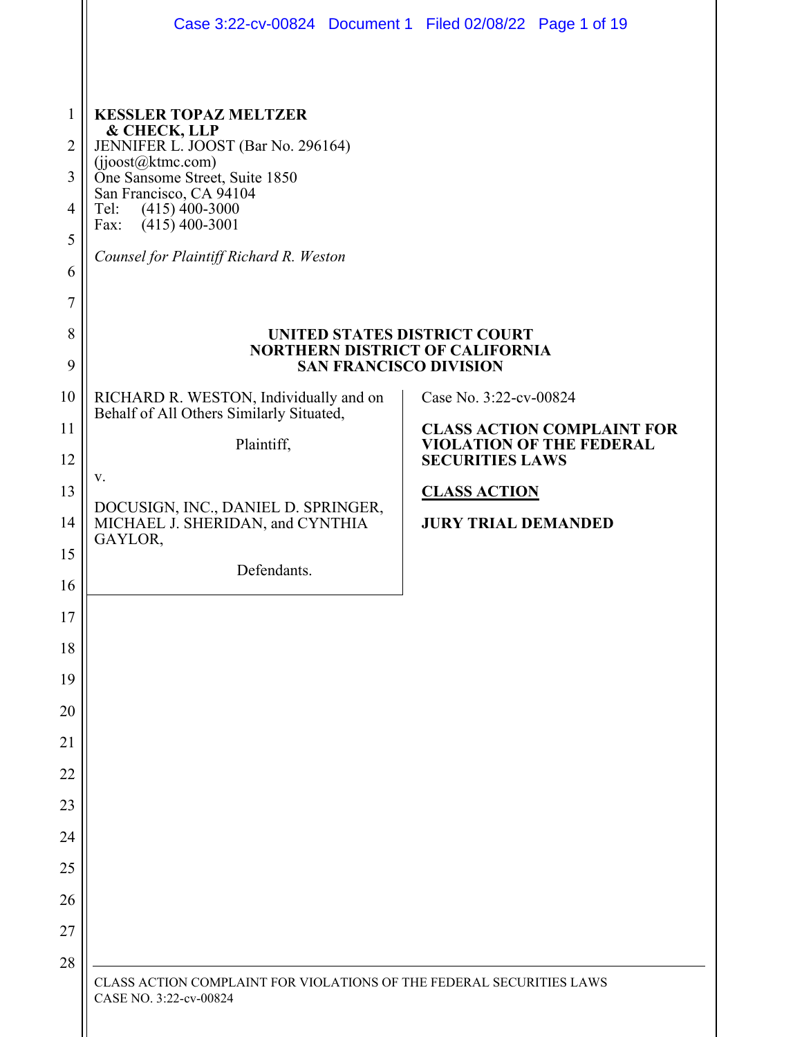**KESSLER TOPAZ MELTZER & CHECK, LLP**
JENNIFER L. JOOST (Bar No. 296164)
(jjoost@ktmc.com)
One Sansome Street, Suite 1850
San Francisco, CA 94104
Tel: (415) 400-3000
Fax: (415) 400-3001

*Counsel for Plaintiff Richard R. Weston*

**UNITED STATES DISTRICT COURT**
**NORTHERN DISTRICT OF CALIFORNIA**
**SAN FRANCISCO DIVISION**

| | |
|---|---|
| RICHARD R. WESTON, Individually and on Behalf of All Others Similarly Situated,<br><br>Plaintiff,<br><br>v.<br><br>DOCUSIGN, INC., DANIEL D. SPRINGER, MICHAEL J. SHERIDAN, and CYNTHIA GAYLOR,<br><br>Defendants. | Case No. 3:22-cv-00824<br><br>**CLASS ACTION COMPLAINT FOR VIOLATION OF THE FEDERAL SECURITIES LAWS**<br><br>**CLASS ACTION**<br><br>**JURY TRIAL DEMANDED** |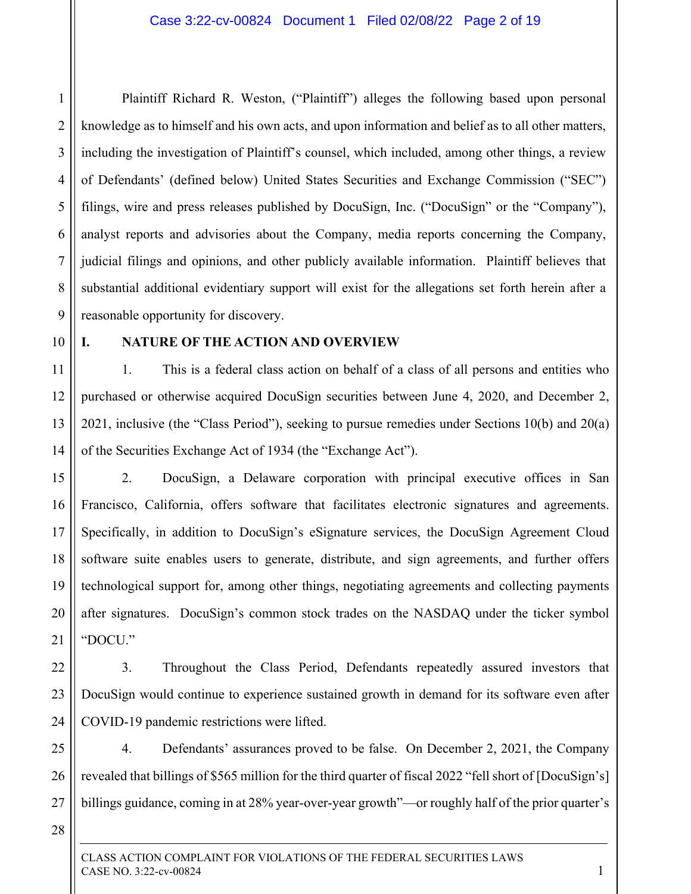Plaintiff Richard R. Weston, ("Plaintiff") alleges the following based upon personal knowledge as to himself and his own acts, and upon information and belief as to all other matters, including the investigation of Plaintiff's counsel, which included, among other things, a review of Defendants' (defined below) United States Securities and Exchange Commission ("SEC") filings, wire and press releases published by DocuSign, Inc. ("DocuSign" or the "Company"), analyst reports and advisories about the Company, media reports concerning the Company, judicial filings and opinions, and other publicly available information. Plaintiff believes that substantial additional evidentiary support will exist for the allegations set forth herein after a reasonable opportunity for discovery.

## I. NATURE OF THE ACTION AND OVERVIEW

1. This is a federal class action on behalf of a class of all persons and entities who purchased or otherwise acquired DocuSign securities between June 4, 2020, and December 2, 2021, inclusive (the "Class Period"), seeking to pursue remedies under Sections 10(b) and 20(a) of the Securities Exchange Act of 1934 (the "Exchange Act").

2. DocuSign, a Delaware corporation with principal executive offices in San Francisco, California, offers software that facilitates electronic signatures and agreements. Specifically, in addition to DocuSign's eSignature services, the DocuSign Agreement Cloud software suite enables users to generate, distribute, and sign agreements, and further offers technological support for, among other things, negotiating agreements and collecting payments after signatures. DocuSign's common stock trades on the NASDAQ under the ticker symbol "DOCU."

3. Throughout the Class Period, Defendants repeatedly assured investors that DocuSign would continue to experience sustained growth in demand for its software even after COVID-19 pandemic restrictions were lifted.

4. Defendants' assurances proved to be false. On December 2, 2021, the Company revealed that billings of $565 million for the third quarter of fiscal 2022 "fell short of [DocuSign's] billings guidance, coming in at 28% year-over-year growth"—or roughly half of the prior quarter's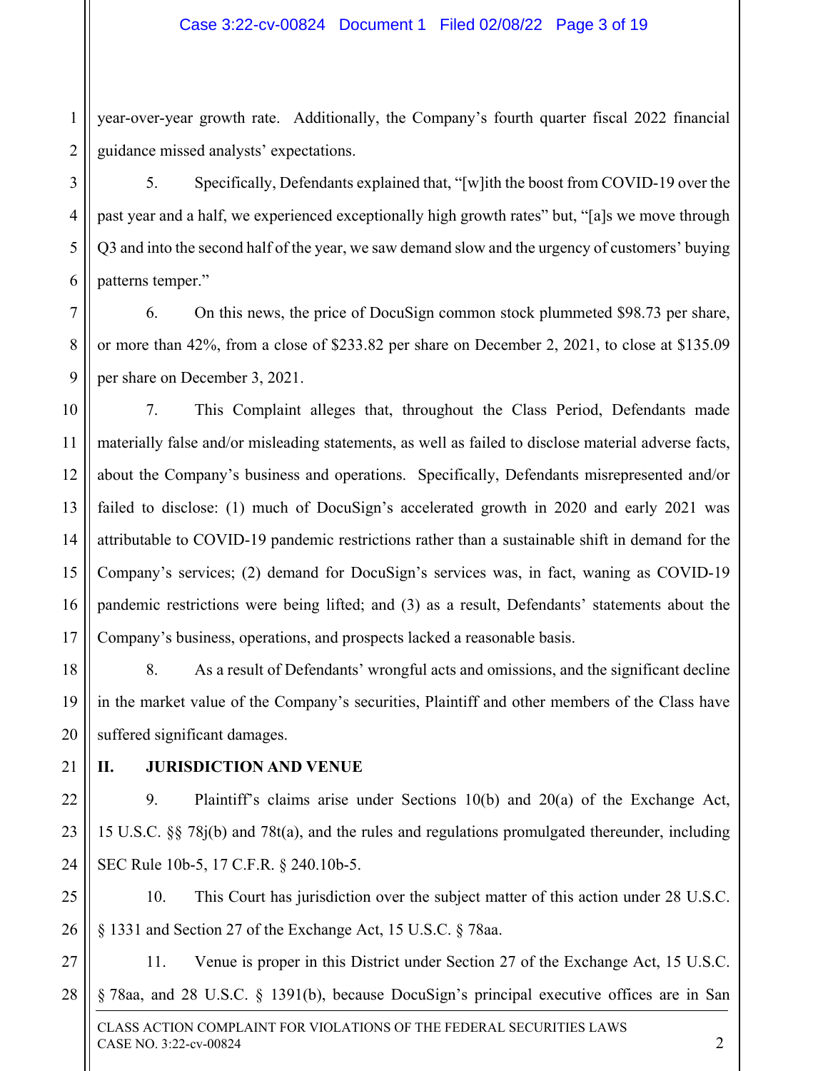year-over-year growth rate. Additionally, the Company's fourth quarter fiscal 2022 financial guidance missed analysts' expectations.

5. Specifically, Defendants explained that, "[w]ith the boost from COVID-19 over the past year and a half, we experienced exceptionally high growth rates" but, "[a]s we move through Q3 and into the second half of the year, we saw demand slow and the urgency of customers' buying patterns temper."

6. On this news, the price of DocuSign common stock plummeted $98.73 per share, or more than 42%, from a close of $233.82 per share on December 2, 2021, to close at $135.09 per share on December 3, 2021.

7. This Complaint alleges that, throughout the Class Period, Defendants made materially false and/or misleading statements, as well as failed to disclose material adverse facts, about the Company's business and operations. Specifically, Defendants misrepresented and/or failed to disclose: (1) much of DocuSign's accelerated growth in 2020 and early 2021 was attributable to COVID-19 pandemic restrictions rather than a sustainable shift in demand for the Company's services; (2) demand for DocuSign's services was, in fact, waning as COVID-19 pandemic restrictions were being lifted; and (3) as a result, Defendants' statements about the Company's business, operations, and prospects lacked a reasonable basis.

8. As a result of Defendants' wrongful acts and omissions, and the significant decline in the market value of the Company's securities, Plaintiff and other members of the Class have suffered significant damages.

## II. JURISDICTION AND VENUE

9. Plaintiff's claims arise under Sections 10(b) and 20(a) of the Exchange Act, 15 U.S.C. §§ 78j(b) and 78t(a), and the rules and regulations promulgated thereunder, including SEC Rule 10b-5, 17 C.F.R. § 240.10b-5.

10. This Court has jurisdiction over the subject matter of this action under 28 U.S.C. § 1331 and Section 27 of the Exchange Act, 15 U.S.C. § 78aa.

11. Venue is proper in this District under Section 27 of the Exchange Act, 15 U.S.C. § 78aa, and 28 U.S.C. § 1391(b), because DocuSign's principal executive offices are in San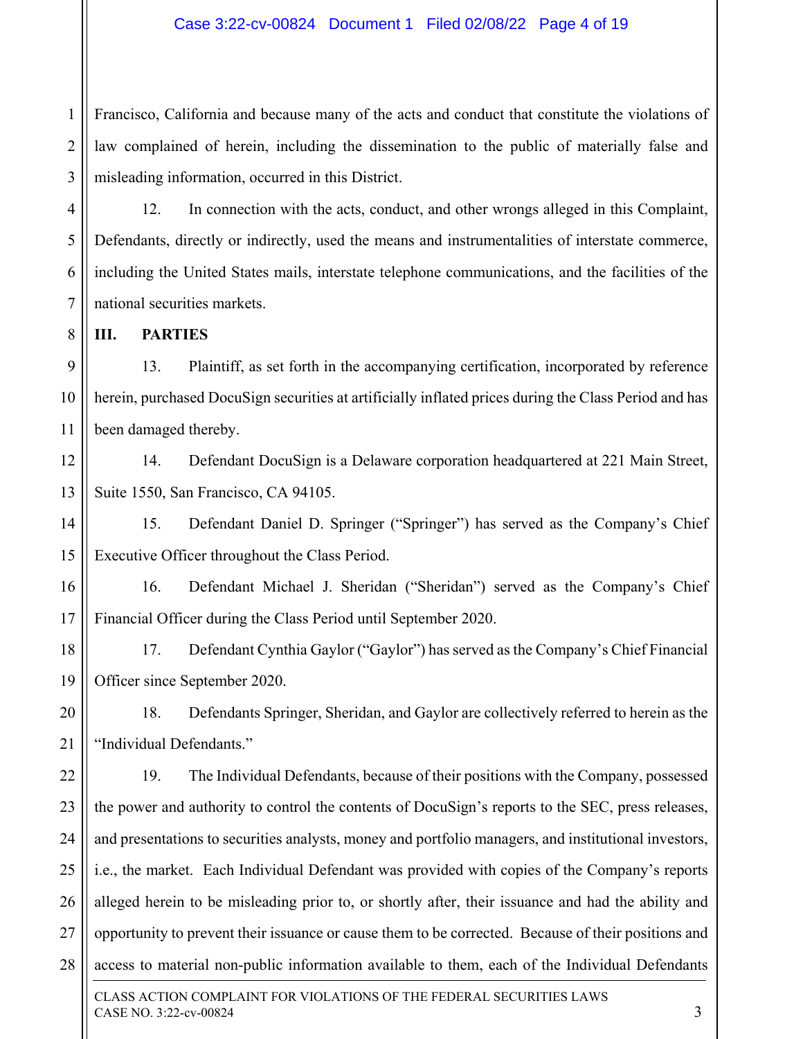Francisco, California and because many of the acts and conduct that constitute the violations of law complained of herein, including the dissemination to the public of materially false and misleading information, occurred in this District.

12. In connection with the acts, conduct, and other wrongs alleged in this Complaint, Defendants, directly or indirectly, used the means and instrumentalities of interstate commerce, including the United States mails, interstate telephone communications, and the facilities of the national securities markets.

## III. PARTIES

13. Plaintiff, as set forth in the accompanying certification, incorporated by reference herein, purchased DocuSign securities at artificially inflated prices during the Class Period and has been damaged thereby.

14. Defendant DocuSign is a Delaware corporation headquartered at 221 Main Street, Suite 1550, San Francisco, CA 94105.

15. Defendant Daniel D. Springer ("Springer") has served as the Company's Chief Executive Officer throughout the Class Period.

16. Defendant Michael J. Sheridan ("Sheridan") served as the Company's Chief Financial Officer during the Class Period until September 2020.

17. Defendant Cynthia Gaylor ("Gaylor") has served as the Company's Chief Financial Officer since September 2020.

18. Defendants Springer, Sheridan, and Gaylor are collectively referred to herein as the "Individual Defendants."

19. The Individual Defendants, because of their positions with the Company, possessed the power and authority to control the contents of DocuSign's reports to the SEC, press releases, and presentations to securities analysts, money and portfolio managers, and institutional investors, i.e., the market. Each Individual Defendant was provided with copies of the Company's reports alleged herein to be misleading prior to, or shortly after, their issuance and had the ability and opportunity to prevent their issuance or cause them to be corrected. Because of their positions and access to material non-public information available to them, each of the Individual Defendants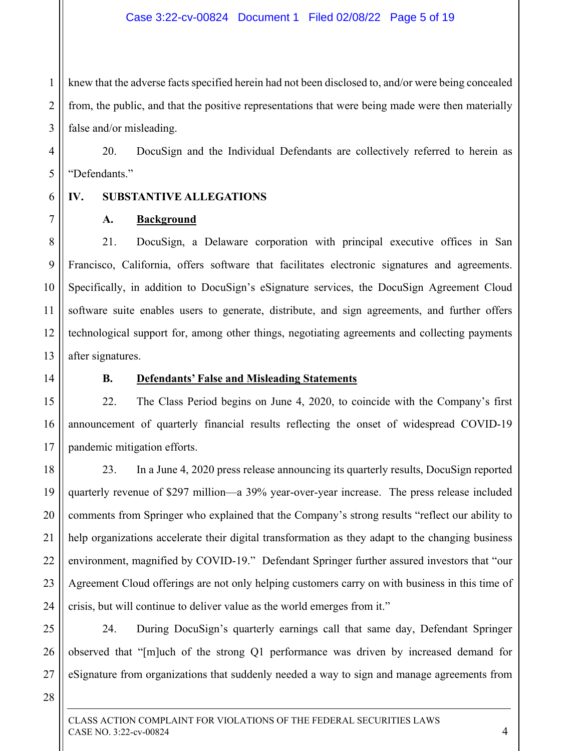knew that the adverse facts specified herein had not been disclosed to, and/or were being concealed from, the public, and that the positive representations that were being made were then materially false and/or misleading.

20. DocuSign and the Individual Defendants are collectively referred to herein as "Defendants."

## IV. SUBSTANTIVE ALLEGATIONS

### A. Background

21. DocuSign, a Delaware corporation with principal executive offices in San Francisco, California, offers software that facilitates electronic signatures and agreements. Specifically, in addition to DocuSign's eSignature services, the DocuSign Agreement Cloud software suite enables users to generate, distribute, and sign agreements, and further offers technological support for, among other things, negotiating agreements and collecting payments after signatures.

### B. Defendants' False and Misleading Statements

22. The Class Period begins on June 4, 2020, to coincide with the Company's first announcement of quarterly financial results reflecting the onset of widespread COVID-19 pandemic mitigation efforts.

23. In a June 4, 2020 press release announcing its quarterly results, DocuSign reported quarterly revenue of $297 million—a 39% year-over-year increase. The press release included comments from Springer who explained that the Company's strong results "reflect our ability to help organizations accelerate their digital transformation as they adapt to the changing business environment, magnified by COVID-19." Defendant Springer further assured investors that "our Agreement Cloud offerings are not only helping customers carry on with business in this time of crisis, but will continue to deliver value as the world emerges from it."

24. During DocuSign's quarterly earnings call that same day, Defendant Springer observed that "[m]uch of the strong Q1 performance was driven by increased demand for eSignature from organizations that suddenly needed a way to sign and manage agreements from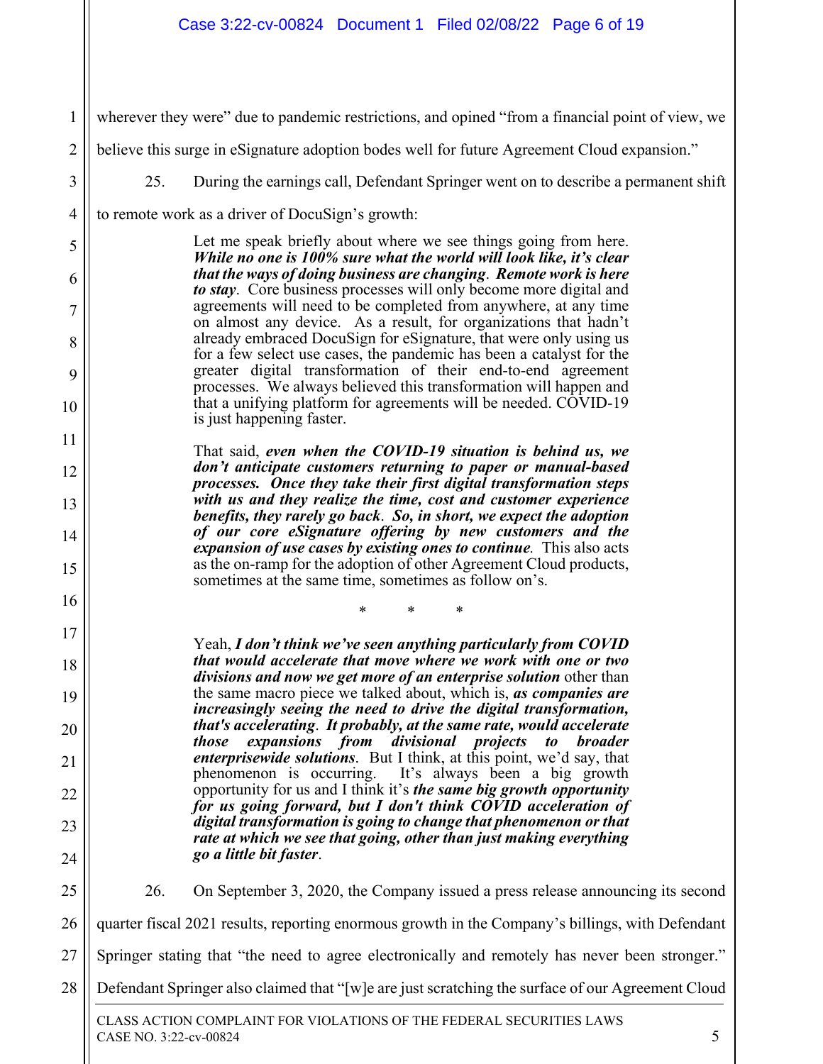wherever they were" due to pandemic restrictions, and opined "from a financial point of view, we believe this surge in eSignature adoption bodes well for future Agreement Cloud expansion."

25. During the earnings call, Defendant Springer went on to describe a permanent shift to remote work as a driver of DocuSign's growth:

> Let me speak briefly about where we see things going from here. ***While no one is 100% sure what the world will look like, it's clear that the ways of doing business are changing***. ***Remote work is here to stay***. Core business processes will only become more digital and agreements will need to be completed from anywhere, at any time on almost any device. As a result, for organizations that hadn't already embraced DocuSign for eSignature, that were only using us for a few select use cases, the pandemic has been a catalyst for the greater digital transformation of their end-to-end agreement processes. We always believed this transformation will happen and that a unifying platform for agreements will be needed. COVID-19 is just happening faster.
>
> That said, ***even when the COVID-19 situation is behind us, we don't anticipate customers returning to paper or manual-based processes. Once they take their first digital transformation steps with us and they realize the time, cost and customer experience benefits, they rarely go back***. ***So, in short, we expect the adoption of our core eSignature offering by new customers and the expansion of use cases by existing ones to continue***. This also acts as the on-ramp for the adoption of other Agreement Cloud products, sometimes at the same time, sometimes as follow on's.
>
> \* \* \*
>
> Yeah, ***I don't think we've seen anything particularly from COVID that would accelerate that move where we work with one or two divisions and now we get more of an enterprise solution*** other than the same macro piece we talked about, which is, ***as companies are increasingly seeing the need to drive the digital transformation, that's accelerating***. ***It probably, at the same rate, would accelerate those expansions from divisional projects to broader enterprisewide solutions***. But I think, at this point, we'd say, that phenomenon is occurring. It's always been a big growth opportunity for us and I think it's ***the same big growth opportunity for us going forward, but I don't think COVID acceleration of digital transformation is going to change that phenomenon or that rate at which we see that going, other than just making everything go a little bit faster***.

26. On September 3, 2020, the Company issued a press release announcing its second quarter fiscal 2021 results, reporting enormous growth in the Company's billings, with Defendant Springer stating that "the need to agree electronically and remotely has never been stronger." Defendant Springer also claimed that "[w]e are just scratching the surface of our Agreement Cloud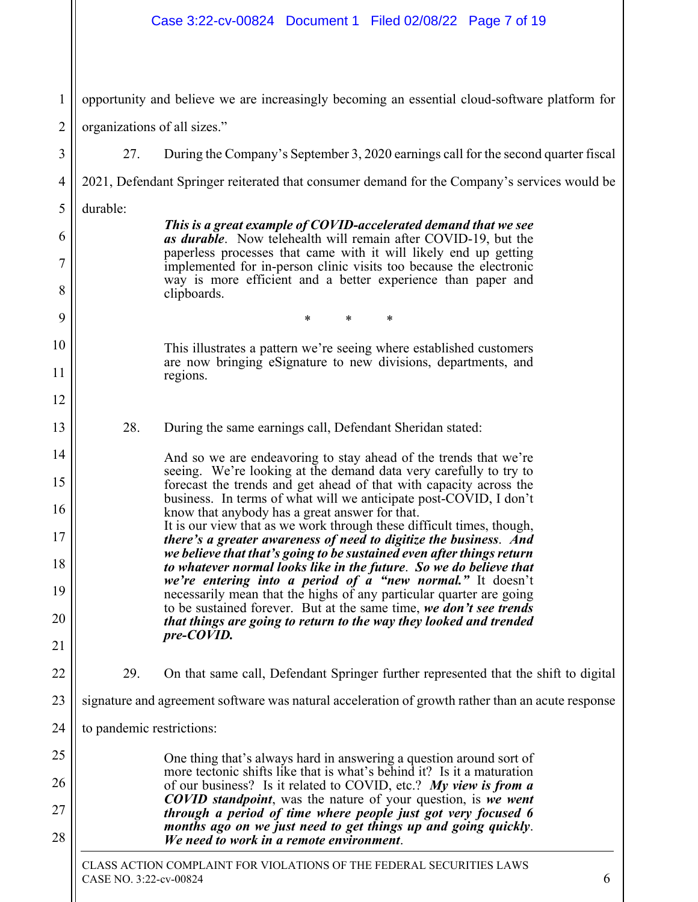opportunity and believe we are increasingly becoming an essential cloud-software platform for organizations of all sizes."

27. During the Company's September 3, 2020 earnings call for the second quarter fiscal 2021, Defendant Springer reiterated that consumer demand for the Company's services would be durable:

> ***This is a great example of COVID-accelerated demand that we see as durable***. Now telehealth will remain after COVID-19, but the paperless processes that came with it will likely end up getting implemented for in-person clinic visits too because the electronic way is more efficient and a better experience than paper and clipboards.
>
> \* \* \*
>
> This illustrates a pattern we're seeing where established customers are now bringing eSignature to new divisions, departments, and regions.

28. During the same earnings call, Defendant Sheridan stated:

> And so we are endeavoring to stay ahead of the trends that we're seeing. We're looking at the demand data very carefully to try to forecast the trends and get ahead of that with capacity across the business. In terms of what will we anticipate post-COVID, I don't know that anybody has a great answer for that.
> It is our view that as we work through these difficult times, though, ***there's a greater awareness of need to digitize the business***. ***And we believe that that's going to be sustained even after things return to whatever normal looks like in the future***. ***So we do believe that we're entering into a period of a "new normal."*** It doesn't necessarily mean that the highs of any particular quarter are going to be sustained forever. But at the same time, ***we don't see trends that things are going to return to the way they looked and trended pre-COVID.***

29. On that same call, Defendant Springer further represented that the shift to digital signature and agreement software was natural acceleration of growth rather than an acute response to pandemic restrictions:

> One thing that's always hard in answering a question around sort of more tectonic shifts like that is what's behind it? Is it a maturation of our business? Is it related to COVID, etc.? ***My view is from a COVID standpoint***, was the nature of your question, is ***we went through a period of time where people just got very focused 6 months ago on we just need to get things up and going quickly***. ***We need to work in a remote environment***.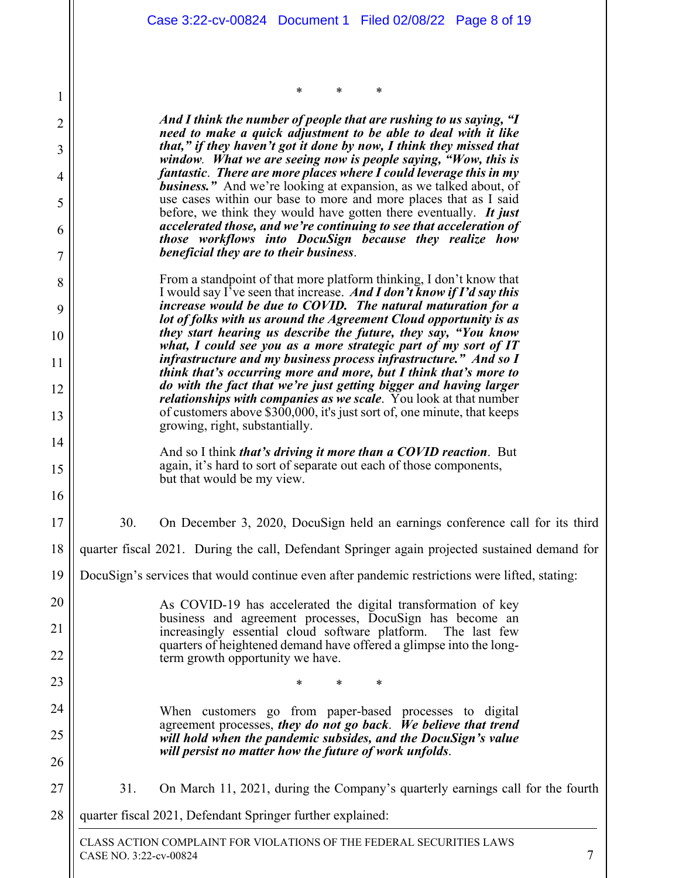\*        \*        \*

> ***And I think the number of people that are rushing to us saying, "I need to make a quick adjustment to be able to deal with it like that," if they haven't got it done by now, I think they missed that window. What we are seeing now is people saying, "Wow, this is fantastic. There are more places where I could leverage this in my business."*** And we're looking at expansion, as we talked about, of use cases within our base to more and more places that as I said before, we think they would have gotten there eventually. ***It just accelerated those, and we're continuing to see that acceleration of those workflows into DocuSign because they realize how beneficial they are to their business.***
>
> From a standpoint of that more platform thinking, I don't know that I would say I've seen that increase. ***And I don't know if I'd say this increase would be due to COVID. The natural maturation for a lot of folks with us around the Agreement Cloud opportunity is as they start hearing us describe the future, they say, "You know what, I could see you as a more strategic part of my sort of IT infrastructure and my business process infrastructure." And so I think that's occurring more and more, but I think that's more to do with the fact that we're just getting bigger and having larger relationships with companies as we scale.*** You look at that number of customers above $300,000, it's just sort of, one minute, that keeps growing, right, substantially.
>
> And so I think ***that's driving it more than a COVID reaction***. But again, it's hard to sort of separate out each of those components, but that would be my view.

30. On December 3, 2020, DocuSign held an earnings conference call for its third quarter fiscal 2021. During the call, Defendant Springer again projected sustained demand for DocuSign's services that would continue even after pandemic restrictions were lifted, stating:

> As COVID-19 has accelerated the digital transformation of key business and agreement processes, DocuSign has become an increasingly essential cloud software platform. The last few quarters of heightened demand have offered a glimpse into the long-term growth opportunity we have.
>
> \*        \*        \*
>
> When customers go from paper-based processes to digital agreement processes, ***they do not go back***. ***We believe that trend will hold when the pandemic subsides, and the DocuSign's value will persist no matter how the future of work unfolds***.

31. On March 11, 2021, during the Company's quarterly earnings call for the fourth quarter fiscal 2021, Defendant Springer further explained: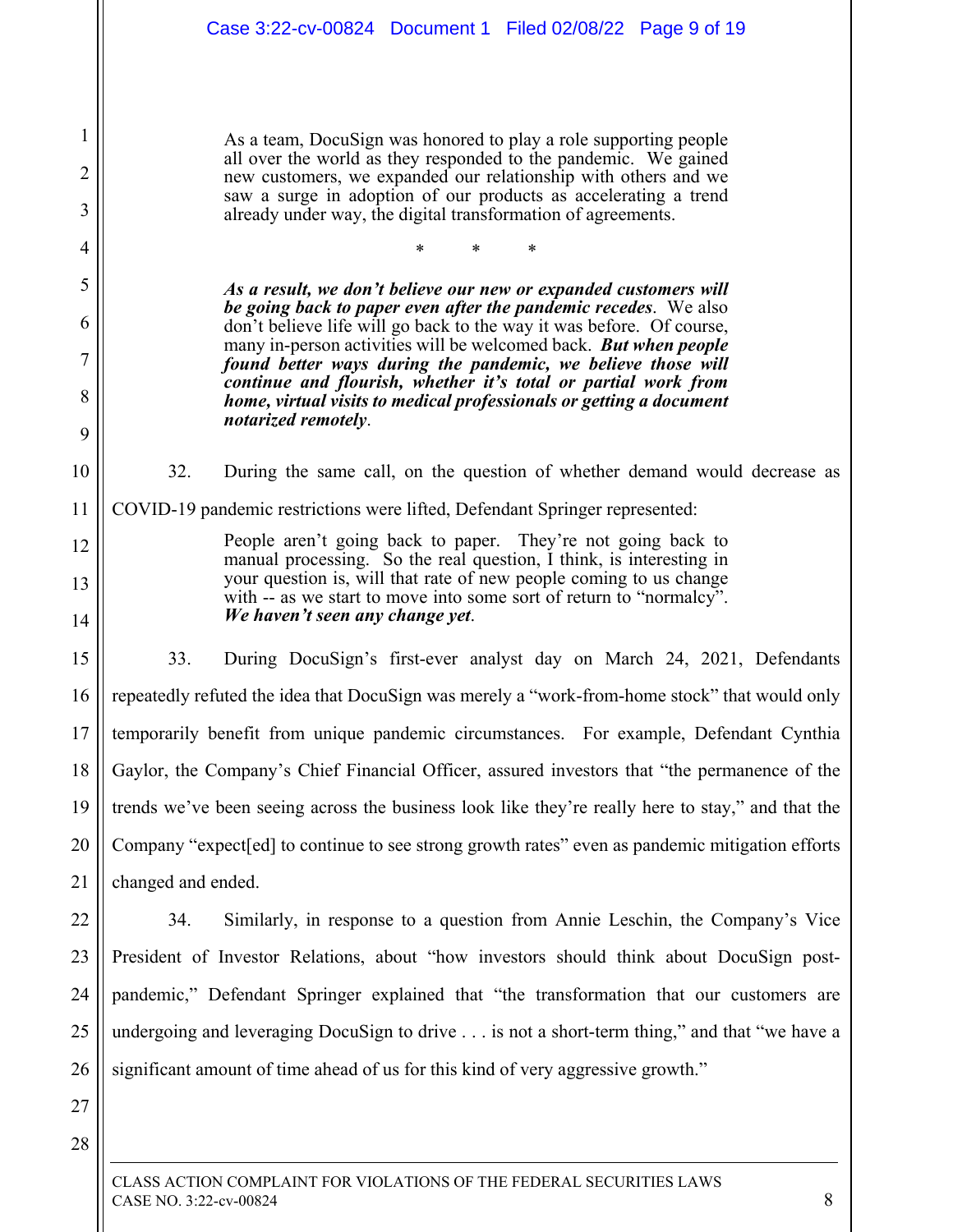> As a team, DocuSign was honored to play a role supporting people all over the world as they responded to the pandemic. We gained new customers, we expanded our relationship with others and we saw a surge in adoption of our products as accelerating a trend already under way, the digital transformation of agreements.
>
> \* \* \*
>
> ***As a result, we don't believe our new or expanded customers will be going back to paper even after the pandemic recedes***. We also don't believe life will go back to the way it was before. Of course, many in-person activities will be welcomed back. ***But when people found better ways during the pandemic, we believe those will continue and flourish, whether it's total or partial work from home, virtual visits to medical professionals or getting a document notarized remotely***.

32. During the same call, on the question of whether demand would decrease as COVID-19 pandemic restrictions were lifted, Defendant Springer represented:

> People aren't going back to paper. They're not going back to manual processing. So the real question, I think, is interesting in your question is, will that rate of new people coming to us change with -- as we start to move into some sort of return to "normalcy". ***We haven't seen any change yet***.

33. During DocuSign's first-ever analyst day on March 24, 2021, Defendants repeatedly refuted the idea that DocuSign was merely a "work-from-home stock" that would only temporarily benefit from unique pandemic circumstances. For example, Defendant Cynthia Gaylor, the Company's Chief Financial Officer, assured investors that "the permanence of the trends we've been seeing across the business look like they're really here to stay," and that the Company "expect[ed] to continue to see strong growth rates" even as pandemic mitigation efforts changed and ended.

34. Similarly, in response to a question from Annie Leschin, the Company's Vice President of Investor Relations, about "how investors should think about DocuSign post-pandemic," Defendant Springer explained that "the transformation that our customers are undergoing and leveraging DocuSign to drive . . . is not a short-term thing," and that "we have a significant amount of time ahead of us for this kind of very aggressive growth."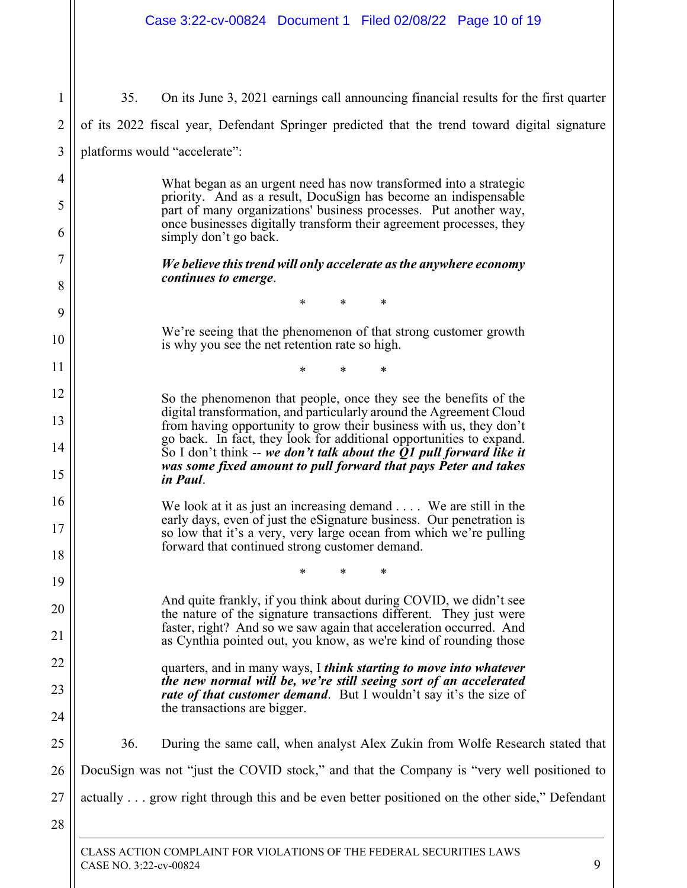35. On its June 3, 2021 earnings call announcing financial results for the first quarter of its 2022 fiscal year, Defendant Springer predicted that the trend toward digital signature platforms would "accelerate":

> What began as an urgent need has now transformed into a strategic priority. And as a result, DocuSign has become an indispensable part of many organizations' business processes. Put another way, once businesses digitally transform their agreement processes, they simply don't go back.
>
> ***We believe this trend will only accelerate as the anywhere economy continues to emerge***.
>
> \* \* \*
>
> We're seeing that the phenomenon of that strong customer growth is why you see the net retention rate so high.
>
> \* \* \*
>
> So the phenomenon that people, once they see the benefits of the digital transformation, and particularly around the Agreement Cloud from having opportunity to grow their business with us, they don't go back. In fact, they look for additional opportunities to expand. So I don't think -- ***we don't talk about the Q1 pull forward like it was some fixed amount to pull forward that pays Peter and takes in Paul***.
>
> We look at it as just an increasing demand . . . . We are still in the early days, even of just the eSignature business. Our penetration is so low that it's a very, very large ocean from which we're pulling forward that continued strong customer demand.
>
> \* \* \*
>
> And quite frankly, if you think about during COVID, we didn't see the nature of the signature transactions different. They just were faster, right? And so we saw again that acceleration occurred. And as Cynthia pointed out, you know, as we're kind of rounding those quarters, and in many ways, I ***think starting to move into whatever the new normal will be, we're still seeing sort of an accelerated rate of that customer demand***. But I wouldn't say it's the size of the transactions are bigger.

36. During the same call, when analyst Alex Zukin from Wolfe Research stated that DocuSign was not "just the COVID stock," and that the Company is "very well positioned to actually . . . grow right through this and be even better positioned on the other side," Defendant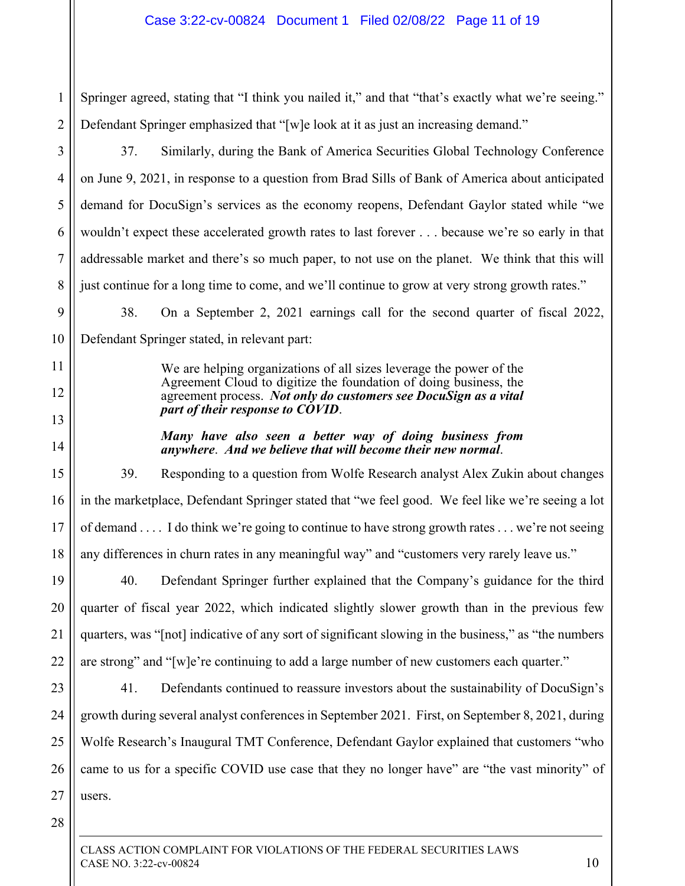Springer agreed, stating that "I think you nailed it," and that "that's exactly what we're seeing." Defendant Springer emphasized that "[w]e look at it as just an increasing demand."

37. Similarly, during the Bank of America Securities Global Technology Conference on June 9, 2021, in response to a question from Brad Sills of Bank of America about anticipated demand for DocuSign's services as the economy reopens, Defendant Gaylor stated while "we wouldn't expect these accelerated growth rates to last forever . . . because we're so early in that addressable market and there's so much paper, to not use on the planet. We think that this will just continue for a long time to come, and we'll continue to grow at very strong growth rates."

38. On a September 2, 2021 earnings call for the second quarter of fiscal 2022, Defendant Springer stated, in relevant part:

> We are helping organizations of all sizes leverage the power of the Agreement Cloud to digitize the foundation of doing business, the agreement process. ***Not only do customers see DocuSign as a vital part of their response to COVID***.
>
> ***Many have also seen a better way of doing business from anywhere***. ***And we believe that will become their new normal***.

39. Responding to a question from Wolfe Research analyst Alex Zukin about changes in the marketplace, Defendant Springer stated that "we feel good. We feel like we're seeing a lot of demand . . . . I do think we're going to continue to have strong growth rates . . . we're not seeing any differences in churn rates in any meaningful way" and "customers very rarely leave us."

40. Defendant Springer further explained that the Company's guidance for the third quarter of fiscal year 2022, which indicated slightly slower growth than in the previous few quarters, was "[not] indicative of any sort of significant slowing in the business," as "the numbers are strong" and "[w]e're continuing to add a large number of new customers each quarter."

41. Defendants continued to reassure investors about the sustainability of DocuSign's growth during several analyst conferences in September 2021. First, on September 8, 2021, during Wolfe Research's Inaugural TMT Conference, Defendant Gaylor explained that customers "who came to us for a specific COVID use case that they no longer have" are "the vast minority" of users.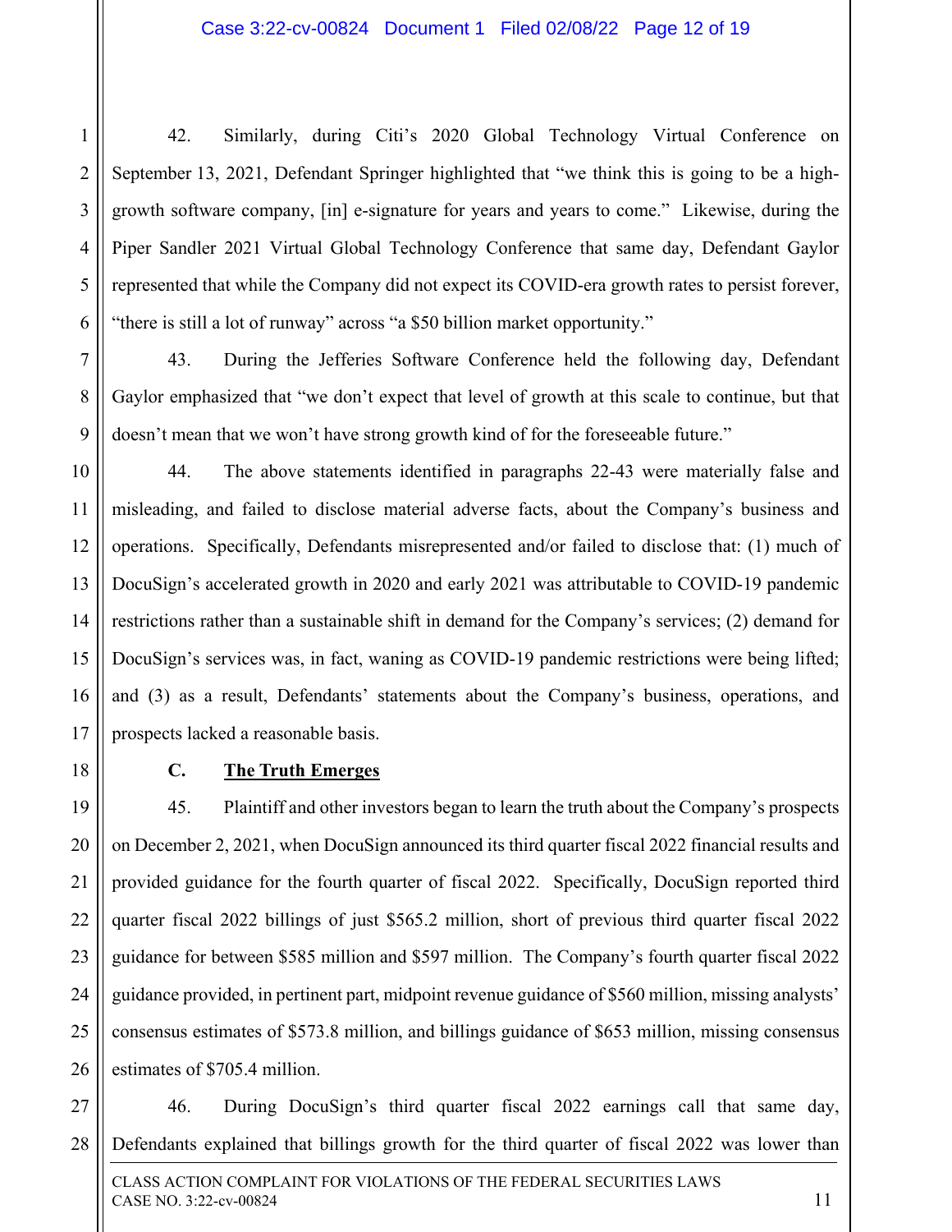42. Similarly, during Citi's 2020 Global Technology Virtual Conference on September 13, 2021, Defendant Springer highlighted that "we think this is going to be a high-growth software company, [in] e-signature for years and years to come." Likewise, during the Piper Sandler 2021 Virtual Global Technology Conference that same day, Defendant Gaylor represented that while the Company did not expect its COVID-era growth rates to persist forever, "there is still a lot of runway" across "a $50 billion market opportunity."

43. During the Jefferies Software Conference held the following day, Defendant Gaylor emphasized that "we don't expect that level of growth at this scale to continue, but that doesn't mean that we won't have strong growth kind of for the foreseeable future."

44. The above statements identified in paragraphs 22-43 were materially false and misleading, and failed to disclose material adverse facts, about the Company's business and operations. Specifically, Defendants misrepresented and/or failed to disclose that: (1) much of DocuSign's accelerated growth in 2020 and early 2021 was attributable to COVID-19 pandemic restrictions rather than a sustainable shift in demand for the Company's services; (2) demand for DocuSign's services was, in fact, waning as COVID-19 pandemic restrictions were being lifted; and (3) as a result, Defendants' statements about the Company's business, operations, and prospects lacked a reasonable basis.

**C. <u>The Truth Emerges</u>**

45. Plaintiff and other investors began to learn the truth about the Company's prospects on December 2, 2021, when DocuSign announced its third quarter fiscal 2022 financial results and provided guidance for the fourth quarter of fiscal 2022. Specifically, DocuSign reported third quarter fiscal 2022 billings of just $565.2 million, short of previous third quarter fiscal 2022 guidance for between $585 million and $597 million. The Company's fourth quarter fiscal 2022 guidance provided, in pertinent part, midpoint revenue guidance of $560 million, missing analysts' consensus estimates of $573.8 million, and billings guidance of $653 million, missing consensus estimates of $705.4 million.

46. During DocuSign's third quarter fiscal 2022 earnings call that same day, Defendants explained that billings growth for the third quarter of fiscal 2022 was lower than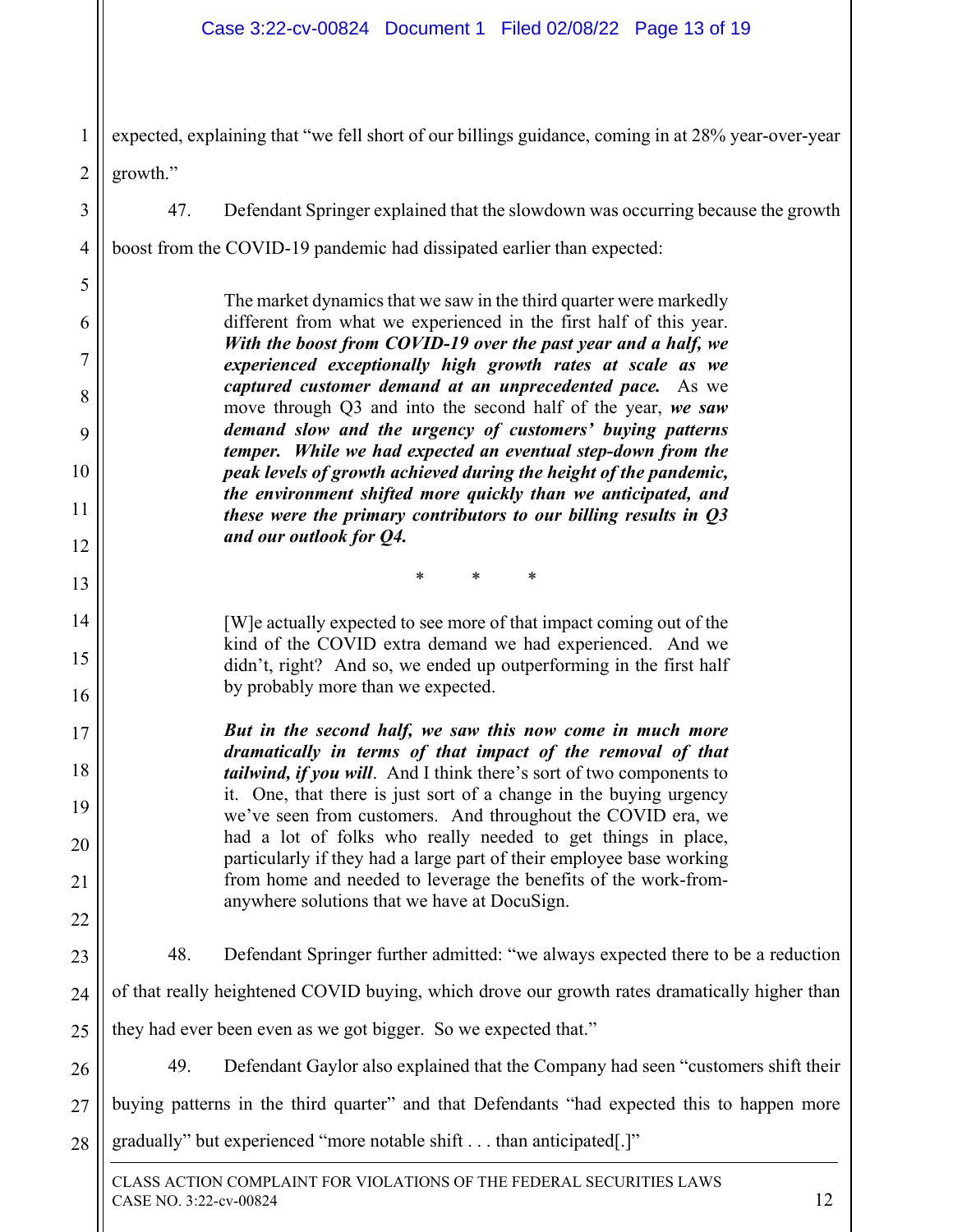expected, explaining that "we fell short of our billings guidance, coming in at 28% year-over-year growth."

47. Defendant Springer explained that the slowdown was occurring because the growth boost from the COVID-19 pandemic had dissipated earlier than expected:

> The market dynamics that we saw in the third quarter were markedly different from what we experienced in the first half of this year. ***With the boost from COVID-19 over the past year and a half, we experienced exceptionally high growth rates at scale as we captured customer demand at an unprecedented pace.*** As we move through Q3 and into the second half of the year, ***we saw demand slow and the urgency of customers' buying patterns temper. While we had expected an eventual step-down from the peak levels of growth achieved during the height of the pandemic, the environment shifted more quickly than we anticipated, and these were the primary contributors to our billing results in Q3 and our outlook for Q4.***
>
> \* \* \*
>
> [W]e actually expected to see more of that impact coming out of the kind of the COVID extra demand we had experienced. And we didn't, right? And so, we ended up outperforming in the first half by probably more than we expected.
>
> ***But in the second half, we saw this now come in much more dramatically in terms of that impact of the removal of that tailwind, if you will***. And I think there's sort of two components to it. One, that there is just sort of a change in the buying urgency we've seen from customers. And throughout the COVID era, we had a lot of folks who really needed to get things in place, particularly if they had a large part of their employee base working from home and needed to leverage the benefits of the work-from-anywhere solutions that we have at DocuSign.

48. Defendant Springer further admitted: "we always expected there to be a reduction of that really heightened COVID buying, which drove our growth rates dramatically higher than they had ever been even as we got bigger. So we expected that."

49. Defendant Gaylor also explained that the Company had seen "customers shift their buying patterns in the third quarter" and that Defendants "had expected this to happen more gradually" but experienced "more notable shift . . . than anticipated[.]"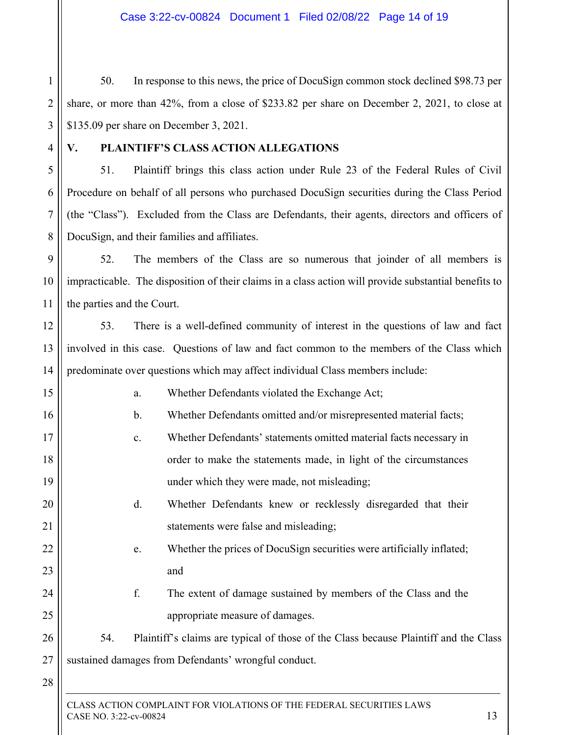50. In response to this news, the price of DocuSign common stock declined $98.73 per share, or more than 42%, from a close of $233.82 per share on December 2, 2021, to close at $135.09 per share on December 3, 2021.

## V. PLAINTIFF'S CLASS ACTION ALLEGATIONS

51. Plaintiff brings this class action under Rule 23 of the Federal Rules of Civil Procedure on behalf of all persons who purchased DocuSign securities during the Class Period (the "Class"). Excluded from the Class are Defendants, their agents, directors and officers of DocuSign, and their families and affiliates.

52. The members of the Class are so numerous that joinder of all members is impracticable. The disposition of their claims in a class action will provide substantial benefits to the parties and the Court.

53. There is a well-defined community of interest in the questions of law and fact involved in this case. Questions of law and fact common to the members of the Class which predominate over questions which may affect individual Class members include:

a. Whether Defendants violated the Exchange Act;

b. Whether Defendants omitted and/or misrepresented material facts;

c. Whether Defendants' statements omitted material facts necessary in order to make the statements made, in light of the circumstances under which they were made, not misleading;

d. Whether Defendants knew or recklessly disregarded that their statements were false and misleading;

e. Whether the prices of DocuSign securities were artificially inflated; and

f. The extent of damage sustained by members of the Class and the appropriate measure of damages.

54. Plaintiff's claims are typical of those of the Class because Plaintiff and the Class sustained damages from Defendants' wrongful conduct.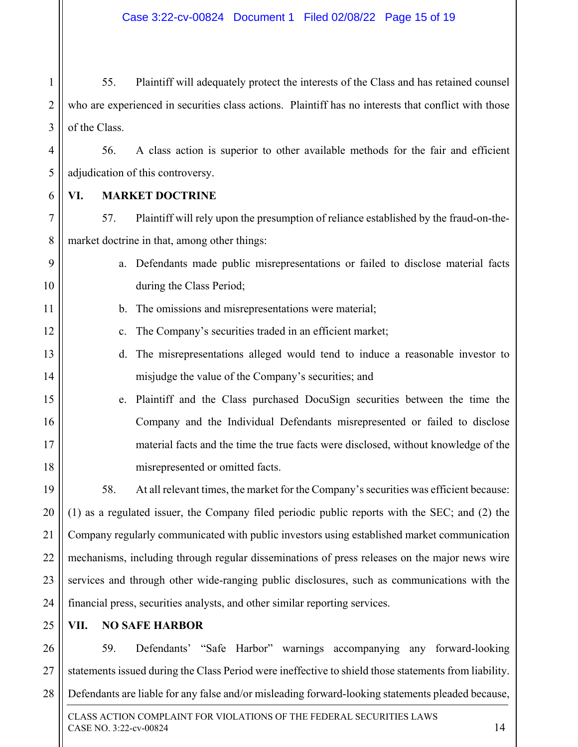55. Plaintiff will adequately protect the interests of the Class and has retained counsel who are experienced in securities class actions. Plaintiff has no interests that conflict with those of the Class.

56. A class action is superior to other available methods for the fair and efficient adjudication of this controversy.

## VI. MARKET DOCTRINE

57. Plaintiff will rely upon the presumption of reliance established by the fraud-on-the-market doctrine in that, among other things:

a. Defendants made public misrepresentations or failed to disclose material facts during the Class Period;

b. The omissions and misrepresentations were material;

c. The Company's securities traded in an efficient market;

d. The misrepresentations alleged would tend to induce a reasonable investor to misjudge the value of the Company's securities; and

e. Plaintiff and the Class purchased DocuSign securities between the time the Company and the Individual Defendants misrepresented or failed to disclose material facts and the time the true facts were disclosed, without knowledge of the misrepresented or omitted facts.

58. At all relevant times, the market for the Company's securities was efficient because: (1) as a regulated issuer, the Company filed periodic public reports with the SEC; and (2) the Company regularly communicated with public investors using established market communication mechanisms, including through regular disseminations of press releases on the major news wire services and through other wide-ranging public disclosures, such as communications with the financial press, securities analysts, and other similar reporting services.

## VII. NO SAFE HARBOR

59. Defendants' "Safe Harbor" warnings accompanying any forward-looking statements issued during the Class Period were ineffective to shield those statements from liability. Defendants are liable for any false and/or misleading forward-looking statements pleaded because,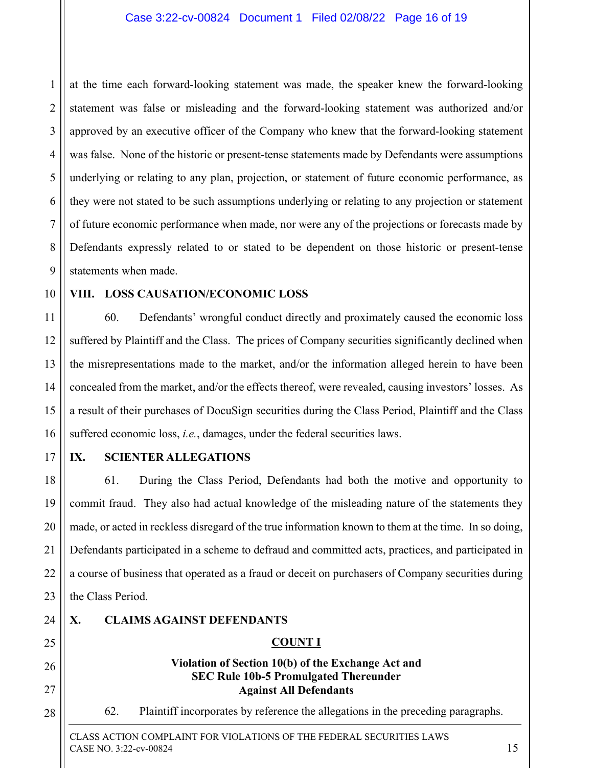at the time each forward-looking statement was made, the speaker knew the forward-looking statement was false or misleading and the forward-looking statement was authorized and/or approved by an executive officer of the Company who knew that the forward-looking statement was false. None of the historic or present-tense statements made by Defendants were assumptions underlying or relating to any plan, projection, or statement of future economic performance, as they were not stated to be such assumptions underlying or relating to any projection or statement of future economic performance when made, nor were any of the projections or forecasts made by Defendants expressly related to or stated to be dependent on those historic or present-tense statements when made.

## VIII. LOSS CAUSATION/ECONOMIC LOSS

60. Defendants' wrongful conduct directly and proximately caused the economic loss suffered by Plaintiff and the Class. The prices of Company securities significantly declined when the misrepresentations made to the market, and/or the information alleged herein to have been concealed from the market, and/or the effects thereof, were revealed, causing investors' losses. As a result of their purchases of DocuSign securities during the Class Period, Plaintiff and the Class suffered economic loss, *i.e.*, damages, under the federal securities laws.

## IX. SCIENTER ALLEGATIONS

61. During the Class Period, Defendants had both the motive and opportunity to commit fraud. They also had actual knowledge of the misleading nature of the statements they made, or acted in reckless disregard of the true information known to them at the time. In so doing, Defendants participated in a scheme to defraud and committed acts, practices, and participated in a course of business that operated as a fraud or deceit on purchasers of Company securities during the Class Period.

## X. CLAIMS AGAINST DEFENDANTS

### COUNT I

**Violation of Section 10(b) of the Exchange Act and SEC Rule 10b-5 Promulgated Thereunder Against All Defendants**

62. Plaintiff incorporates by reference the allegations in the preceding paragraphs.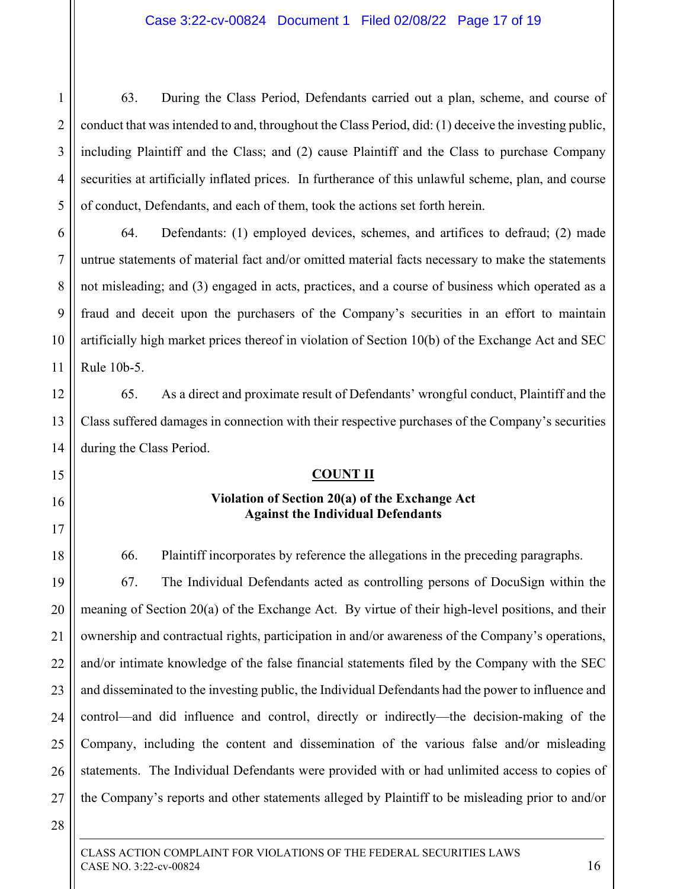63. During the Class Period, Defendants carried out a plan, scheme, and course of conduct that was intended to and, throughout the Class Period, did: (1) deceive the investing public, including Plaintiff and the Class; and (2) cause Plaintiff and the Class to purchase Company securities at artificially inflated prices. In furtherance of this unlawful scheme, plan, and course of conduct, Defendants, and each of them, took the actions set forth herein.

64. Defendants: (1) employed devices, schemes, and artifices to defraud; (2) made untrue statements of material fact and/or omitted material facts necessary to make the statements not misleading; and (3) engaged in acts, practices, and a course of business which operated as a fraud and deceit upon the purchasers of the Company's securities in an effort to maintain artificially high market prices thereof in violation of Section 10(b) of the Exchange Act and SEC Rule 10b-5.

65. As a direct and proximate result of Defendants' wrongful conduct, Plaintiff and the Class suffered damages in connection with their respective purchases of the Company's securities during the Class Period.

**COUNT II**

**Violation of Section 20(a) of the Exchange Act Against the Individual Defendants**

66. Plaintiff incorporates by reference the allegations in the preceding paragraphs.

67. The Individual Defendants acted as controlling persons of DocuSign within the meaning of Section 20(a) of the Exchange Act. By virtue of their high-level positions, and their ownership and contractual rights, participation in and/or awareness of the Company's operations, and/or intimate knowledge of the false financial statements filed by the Company with the SEC and disseminated to the investing public, the Individual Defendants had the power to influence and control—and did influence and control, directly or indirectly—the decision-making of the Company, including the content and dissemination of the various false and/or misleading statements. The Individual Defendants were provided with or had unlimited access to copies of the Company's reports and other statements alleged by Plaintiff to be misleading prior to and/or

CLASS ACTION COMPLAINT FOR VIOLATIONS OF THE FEDERAL SECURITIES LAWS
CASE NO. 3:22-cv-00824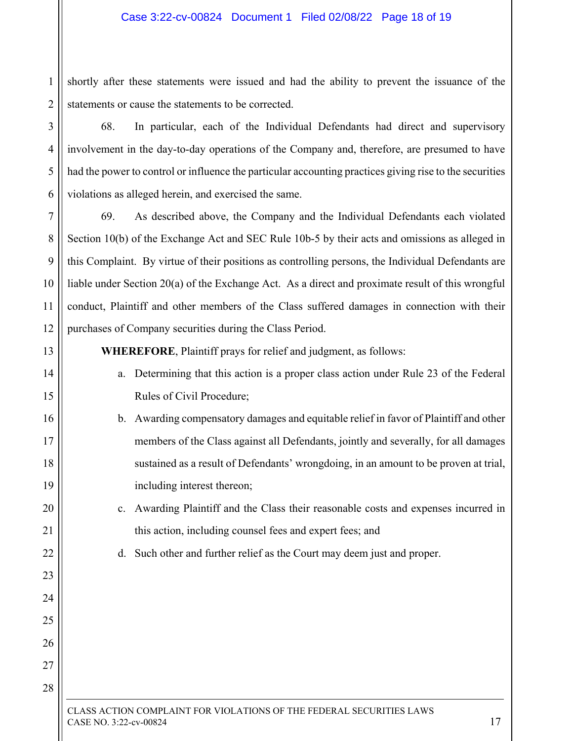shortly after these statements were issued and had the ability to prevent the issuance of the statements or cause the statements to be corrected.

68. In particular, each of the Individual Defendants had direct and supervisory involvement in the day-to-day operations of the Company and, therefore, are presumed to have had the power to control or influence the particular accounting practices giving rise to the securities violations as alleged herein, and exercised the same.

69. As described above, the Company and the Individual Defendants each violated Section 10(b) of the Exchange Act and SEC Rule 10b-5 by their acts and omissions as alleged in this Complaint. By virtue of their positions as controlling persons, the Individual Defendants are liable under Section 20(a) of the Exchange Act. As a direct and proximate result of this wrongful conduct, Plaintiff and other members of the Class suffered damages in connection with their purchases of Company securities during the Class Period.

**WHEREFORE**, Plaintiff prays for relief and judgment, as follows:

a. Determining that this action is a proper class action under Rule 23 of the Federal Rules of Civil Procedure;

b. Awarding compensatory damages and equitable relief in favor of Plaintiff and other members of the Class against all Defendants, jointly and severally, for all damages sustained as a result of Defendants' wrongdoing, in an amount to be proven at trial, including interest thereon;

c. Awarding Plaintiff and the Class their reasonable costs and expenses incurred in this action, including counsel fees and expert fees; and

d. Such other and further relief as the Court may deem just and proper.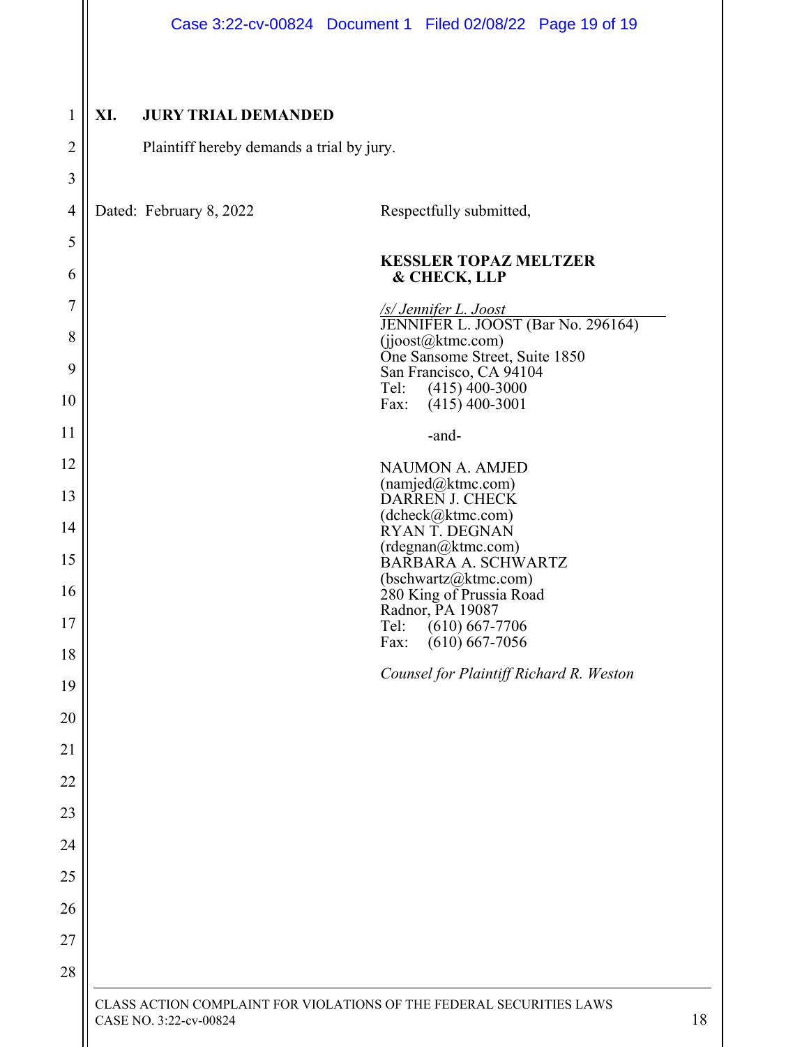## XI. JURY TRIAL DEMANDED

Plaintiff hereby demands a trial by jury.

Dated: February 8, 2022

Respectfully submitted,

**KESSLER TOPAZ MELTZER & CHECK, LLP**

*/s/ Jennifer L. Joost*
JENNIFER L. JOOST (Bar No. 296164)
(jjoost@ktmc.com)
One Sansome Street, Suite 1850
San Francisco, CA 94104
Tel: (415) 400-3000
Fax: (415) 400-3001

-and-

NAUMON A. AMJED
(namjed@ktmc.com)
DARREN J. CHECK
(dcheck@ktmc.com)
RYAN T. DEGNAN
(rdegnan@ktmc.com)
BARBARA A. SCHWARTZ
(bschwartz@ktmc.com)
280 King of Prussia Road
Radnor, PA 19087
Tel: (610) 667-7706
Fax: (610) 667-7056

*Counsel for Plaintiff Richard R. Weston*